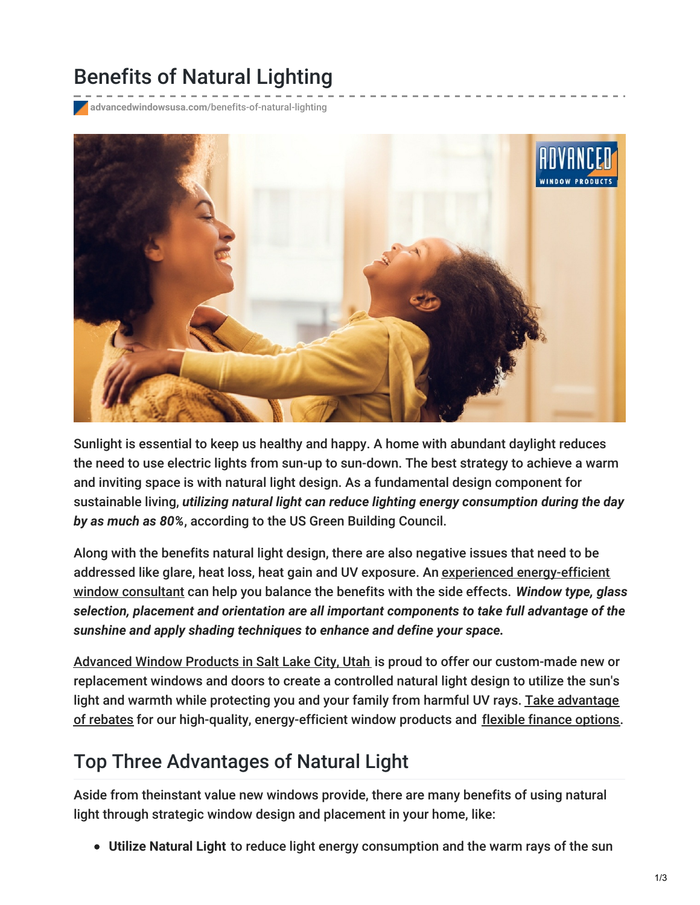# Benefits of Natural Lighting

advancedwindowsusa.com/benefits-of-natural-lighting

Sunlight is essential to keep us healthy and happy. A home with abundant daylight reduces the need to use electric lights from sun-up to sun-down. The best strategy to achieve a warm and inviting space is with natural light design. As a fundamental design component for sustainable living, ***utilizing natural light can reduce lighting energy consumption during the day by as much as 80%***, according to the US Green Building Council.

Along with the benefits natural light design, there are also negative issues that need to be addressed like glare, heat loss, heat gain and UV exposure. An experienced energy-efficient window consultant can help you balance the benefits with the side effects. ***Window type, glass selection, placement and orientation are all important components to take full advantage of the sunshine and apply shading techniques to enhance and define your space.***

Advanced Window Products in Salt Lake City, Utah is proud to offer our custom-made new or replacement windows and doors to create a controlled natural light design to utilize the sun's light and warmth while protecting you and your family from harmful UV rays. Take advantage of rebates for our high-quality, energy-efficient window products and flexible finance options.

## Top Three Advantages of Natural Light

Aside from theinstant value new windows provide, there are many benefits of using natural light through strategic window design and placement in your home, like:

- **Utilize Natural Light** to reduce light energy consumption and the warm rays of the sun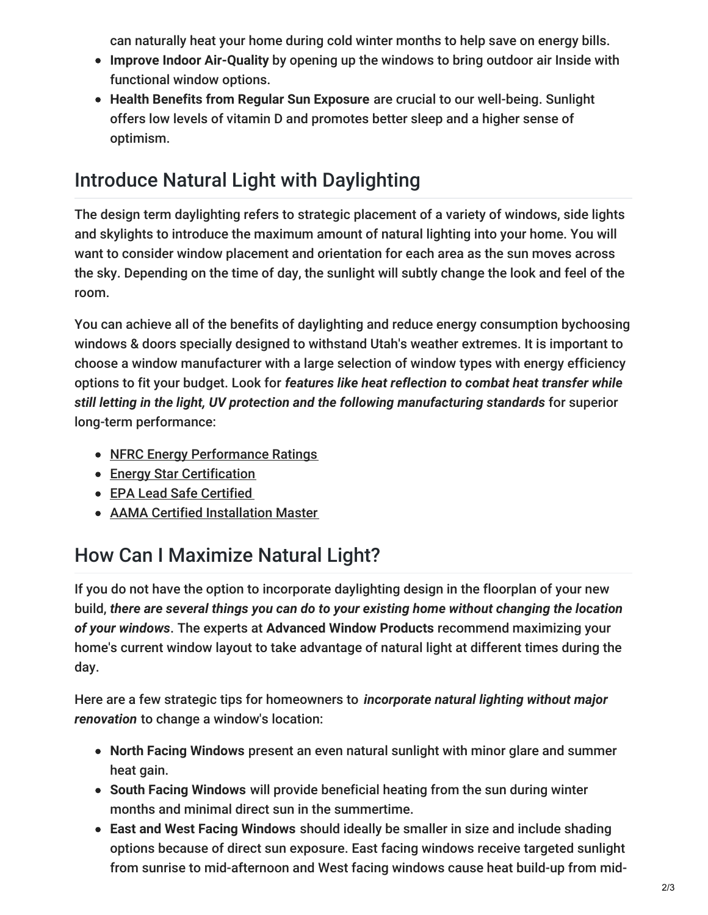can naturally heat your home during cold winter months to help save on energy bills.

- **Improve Indoor Air-Quality** by opening up the windows to bring outdoor air Inside with functional window options.
- **Health Benefits from Regular Sun Exposure** are crucial to our well-being. Sunlight offers low levels of vitamin D and promotes better sleep and a higher sense of optimism.

## Introduce Natural Light with Daylighting

The design term daylighting refers to strategic placement of a variety of windows, side lights and skylights to introduce the maximum amount of natural lighting into your home. You will want to consider window placement and orientation for each area as the sun moves across the sky. Depending on the time of day, the sunlight will subtly change the look and feel of the room.

You can achieve all of the benefits of daylighting and reduce energy consumption bychoosing windows & doors specially designed to withstand Utah's weather extremes. It is important to choose a window manufacturer with a large selection of window types with energy efficiency options to fit your budget. Look for ***features like heat reflection to combat heat transfer while still letting in the light, UV protection and the following manufacturing standards*** for superior long-term performance:

- NFRC Energy Performance Ratings
- Energy Star Certification
- EPA Lead Safe Certified
- AAMA Certified Installation Master

## How Can I Maximize Natural Light?

If you do not have the option to incorporate daylighting design in the floorplan of your new build, ***there are several things you can do to your existing home without changing the location of your windows***. The experts at **Advanced Window Products** recommend maximizing your home's current window layout to take advantage of natural light at different times during the day.

Here are a few strategic tips for homeowners to ***incorporate natural lighting without major renovation*** to change a window's location:

- **North Facing Windows** present an even natural sunlight with minor glare and summer heat gain.
- **South Facing Windows** will provide beneficial heating from the sun during winter months and minimal direct sun in the summertime.
- **East and West Facing Windows** should ideally be smaller in size and include shading options because of direct sun exposure. East facing windows receive targeted sunlight from sunrise to mid-afternoon and West facing windows cause heat build-up from mid-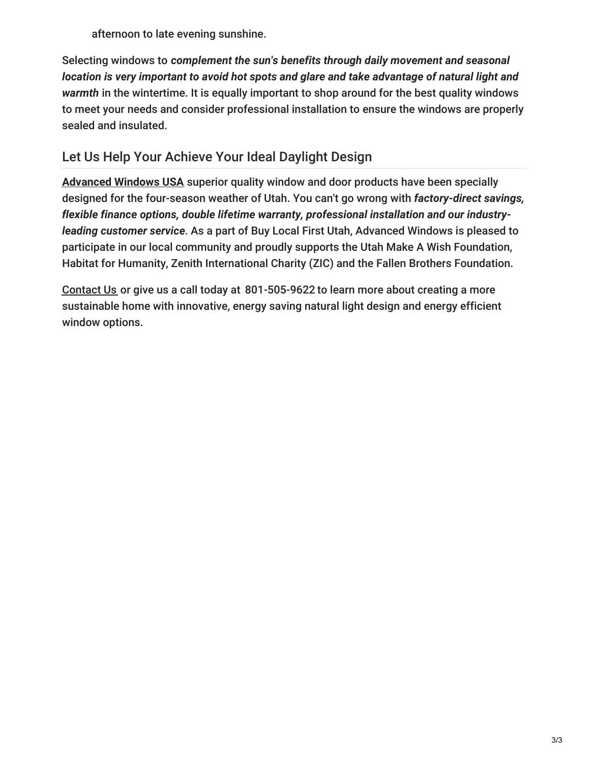afternoon to late evening sunshine.

Selecting windows to ***complement the sun's benefits through daily movement and seasonal location is very important to avoid hot spots and glare and take advantage of natural light and warmth*** in the wintertime. It is equally important to shop around for the best quality windows to meet your needs and consider professional installation to ensure the windows are properly sealed and insulated.

## Let Us Help Your Achieve Your Ideal Daylight Design

**Advanced Windows USA** superior quality window and door products have been specially designed for the four-season weather of Utah. You can't go wrong with ***factory-direct savings, flexible finance options, double lifetime warranty, professional installation and our industry-leading customer service***. As a part of Buy Local First Utah, Advanced Windows is pleased to participate in our local community and proudly supports the Utah Make A Wish Foundation, Habitat for Humanity, Zenith International Charity (ZIC) and the Fallen Brothers Foundation.

Contact Us or give us a call today at 801-505-9622 to learn more about creating a more sustainable home with innovative, energy saving natural light design and energy efficient window options.